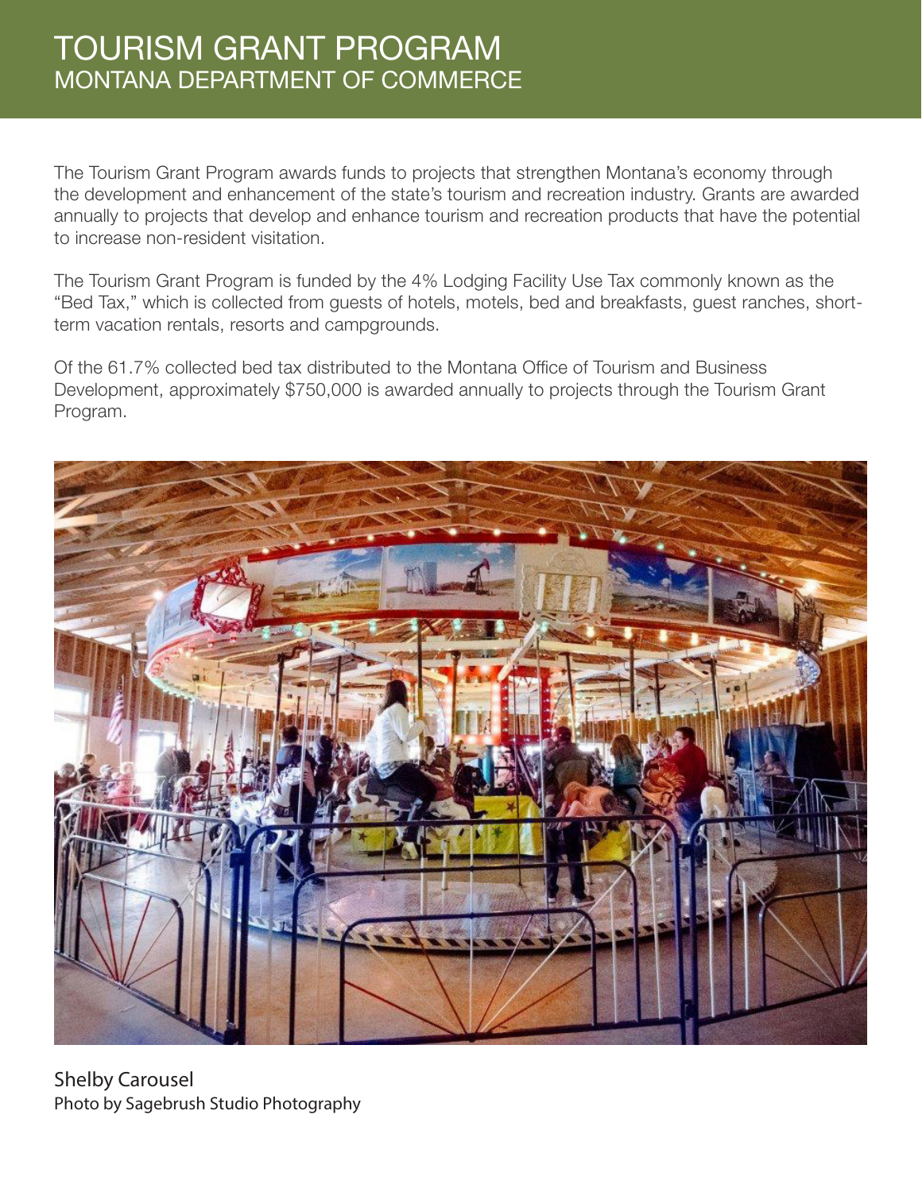# TOURISM GRANT PROGRAM
## MONTANA DEPARTMENT OF COMMERCE

The Tourism Grant Program awards funds to projects that strengthen Montana's economy through the development and enhancement of the state's tourism and recreation industry. Grants are awarded annually to projects that develop and enhance tourism and recreation products that have the potential to increase non-resident visitation.

The Tourism Grant Program is funded by the 4% Lodging Facility Use Tax commonly known as the "Bed Tax," which is collected from guests of hotels, motels, bed and breakfasts, guest ranches, short-term vacation rentals, resorts and campgrounds.

Of the 61.7% collected bed tax distributed to the Montana Office of Tourism and Business Development, approximately $750,000 is awarded annually to projects through the Tourism Grant Program.

Shelby Carousel
Photo by Sagebrush Studio Photography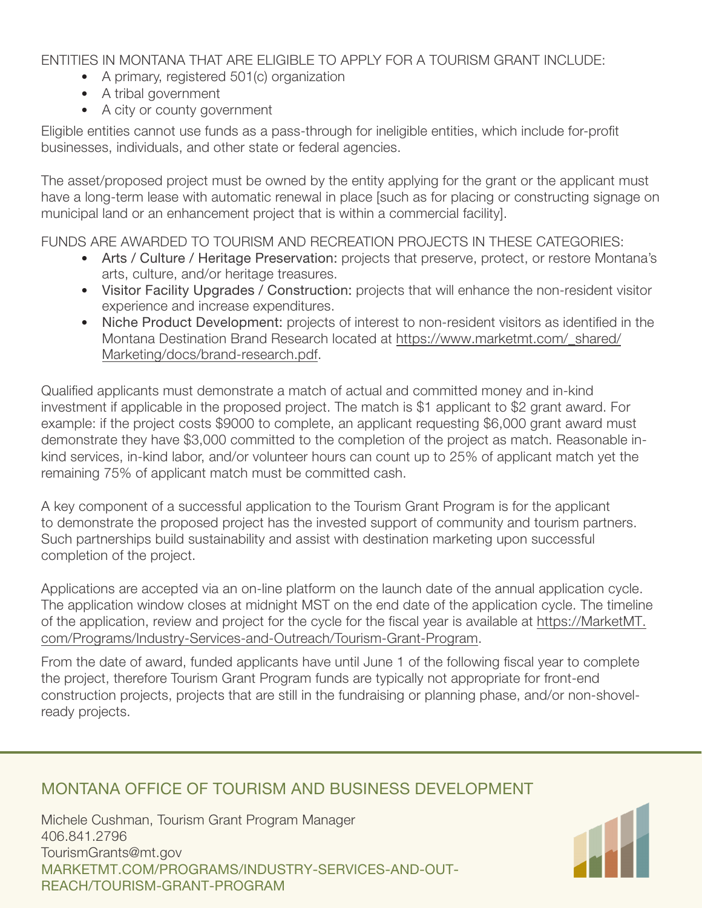ENTITIES IN MONTANA THAT ARE ELIGIBLE TO APPLY FOR A TOURISM GRANT INCLUDE:

- A primary, registered 501(c) organization
- A tribal government
- A city or county government

Eligible entities cannot use funds as a pass-through for ineligible entities, which include for-profit businesses, individuals, and other state or federal agencies.

The asset/proposed project must be owned by the entity applying for the grant or the applicant must have a long-term lease with automatic renewal in place [such as for placing or constructing signage on municipal land or an enhancement project that is within a commercial facility].

FUNDS ARE AWARDED TO TOURISM AND RECREATION PROJECTS IN THESE CATEGORIES:

- Arts / Culture / Heritage Preservation: projects that preserve, protect, or restore Montana's arts, culture, and/or heritage treasures.
- Visitor Facility Upgrades / Construction: projects that will enhance the non-resident visitor experience and increase expenditures.
- Niche Product Development: projects of interest to non-resident visitors as identified in the Montana Destination Brand Research located at https://www.marketmt.com/_shared/Marketing/docs/brand-research.pdf.

Qualified applicants must demonstrate a match of actual and committed money and in-kind investment if applicable in the proposed project. The match is $1 applicant to $2 grant award. For example: if the project costs $9000 to complete, an applicant requesting $6,000 grant award must demonstrate they have $3,000 committed to the completion of the project as match. Reasonable in-kind services, in-kind labor, and/or volunteer hours can count up to 25% of applicant match yet the remaining 75% of applicant match must be committed cash.

A key component of a successful application to the Tourism Grant Program is for the applicant to demonstrate the proposed project has the invested support of community and tourism partners. Such partnerships build sustainability and assist with destination marketing upon successful completion of the project.

Applications are accepted via an on-line platform on the launch date of the annual application cycle. The application window closes at midnight MST on the end date of the application cycle. The timeline of the application, review and project for the cycle for the fiscal year is available at https://MarketMT.com/Programs/Industry-Services-and-Outreach/Tourism-Grant-Program.

From the date of award, funded applicants have until June 1 of the following fiscal year to complete the project, therefore Tourism Grant Program funds are typically not appropriate for front-end construction projects, projects that are still in the fundraising or planning phase, and/or non-shovel-ready projects.

## MONTANA OFFICE OF TOURISM AND BUSINESS DEVELOPMENT

Michele Cushman, Tourism Grant Program Manager
406.841.2796
TourismGrants@mt.gov
MARKETMT.COM/PROGRAMS/INDUSTRY-SERVICES-AND-OUTREACH/TOURISM-GRANT-PROGRAM